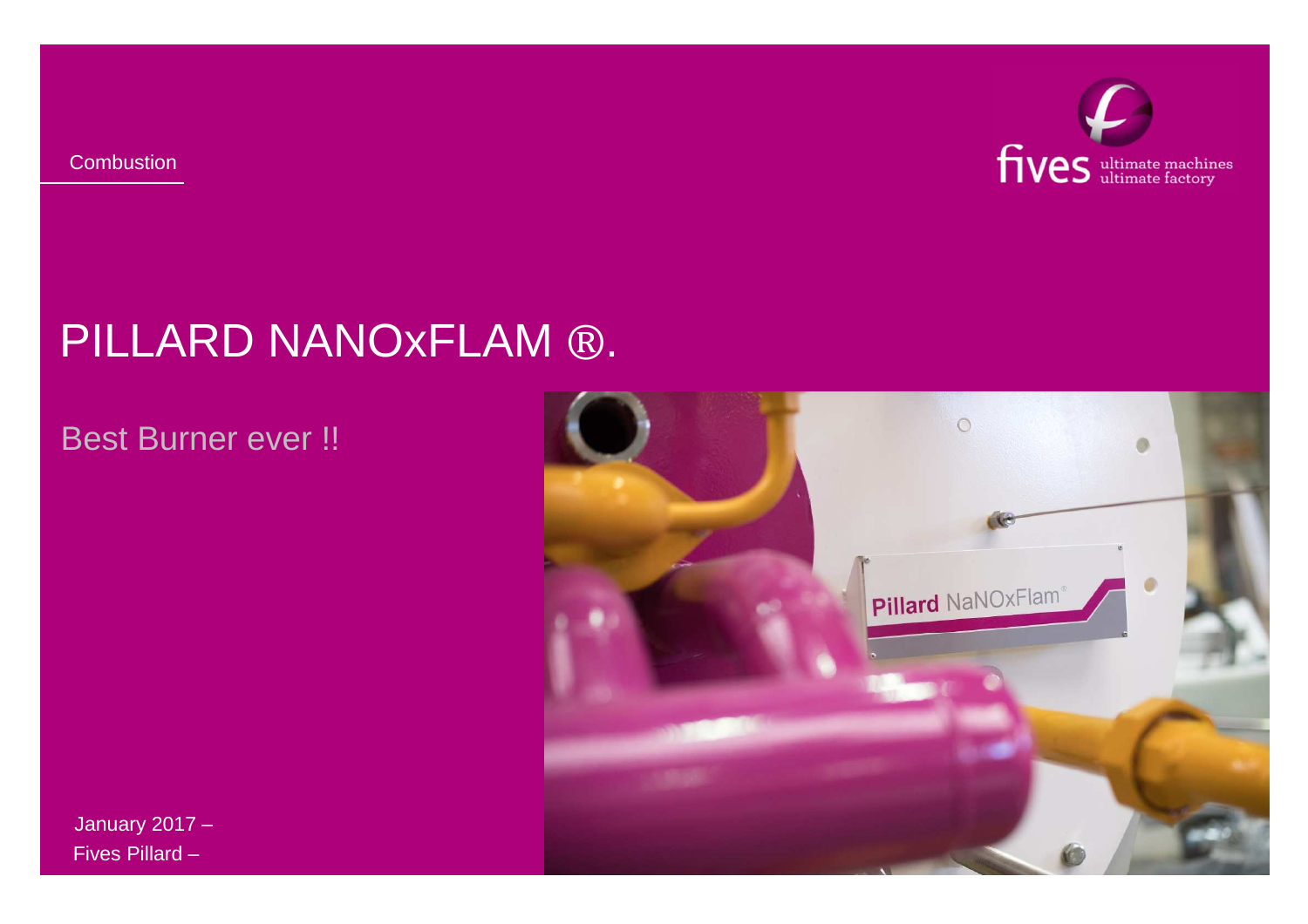Combustion

# PILLARD NANOxFLAM ®.

## Best Burner ever !!

January 2017 –
Fives Pillard –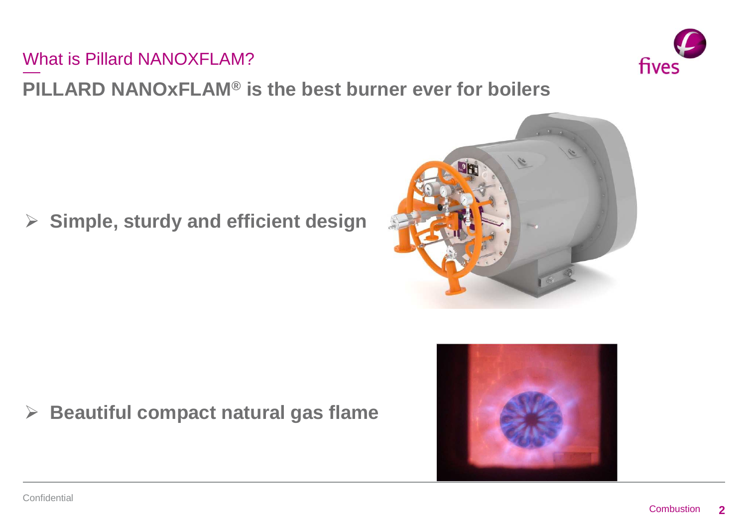## What is Pillard NANOXFLAM?

# PILLARD NANOxFLAM® is the best burner ever for boilers

- **Simple, sturdy and efficient design**

- **Beautiful compact natural gas flame**

Confidential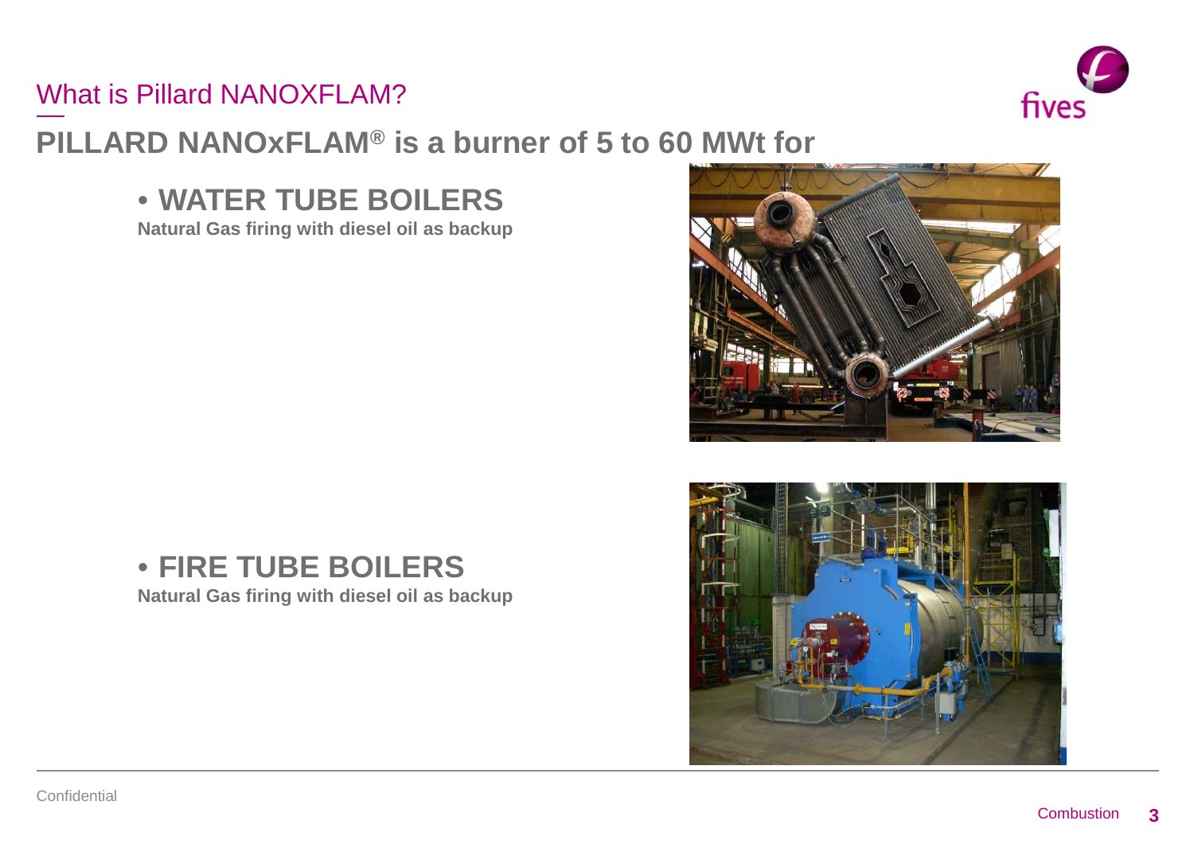## What is Pillard NANOXFLAM?

# PILLARD NANOxFLAM® is a burner of 5 to 60 MWt for

- **WATER TUBE BOILERS**

  **Natural Gas firing with diesel oil as backup**

- **FIRE TUBE BOILERS**

  **Natural Gas firing with diesel oil as backup**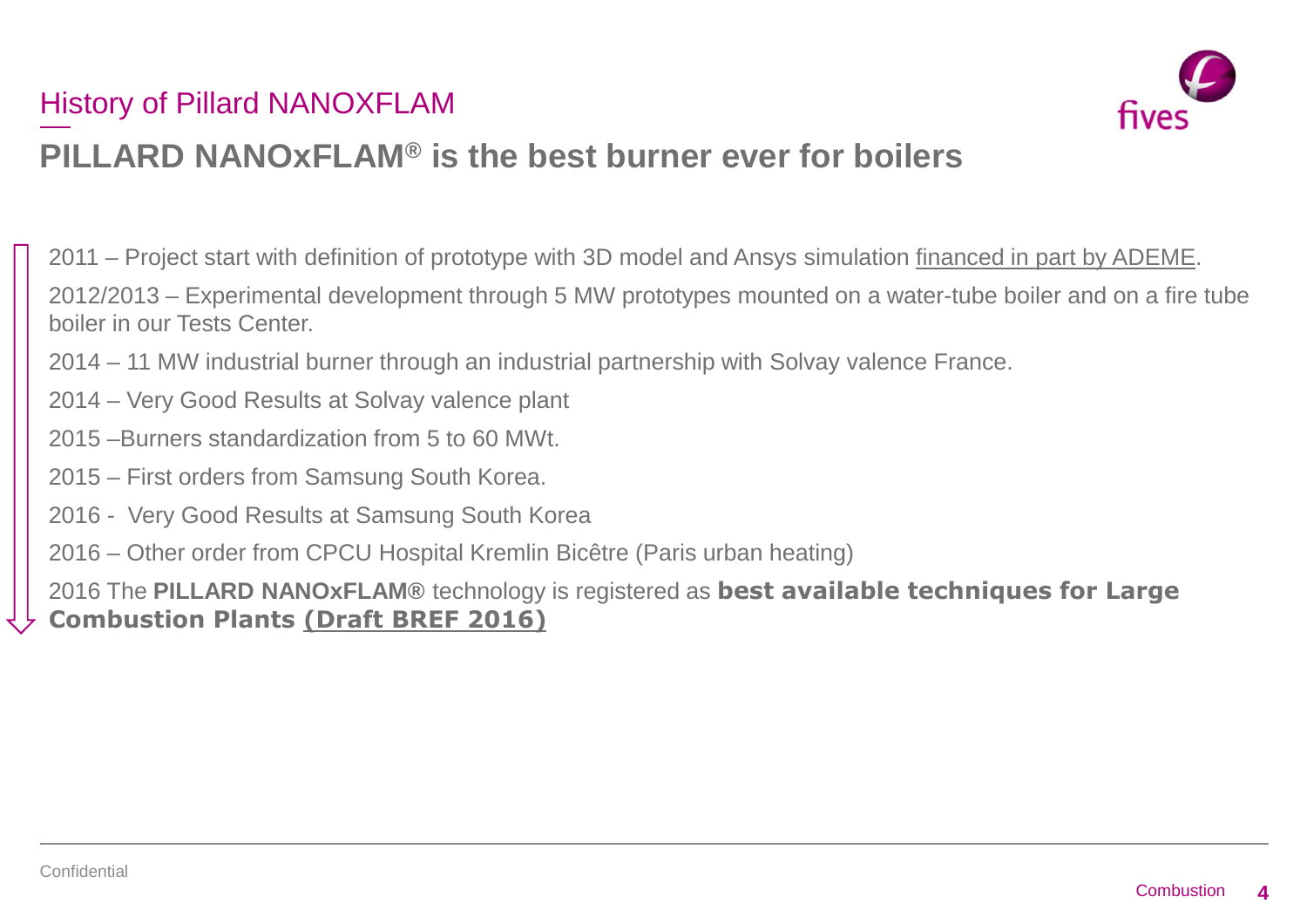## History of Pillard NANOXFLAM

# PILLARD NANOxFLAM® is the best burner ever for boilers

2011 – Project start with definition of prototype with 3D model and Ansys simulation financed in part by ADEME.

2012/2013 – Experimental development through 5 MW prototypes mounted on a water-tube boiler and on a fire tube boiler in our Tests Center.

2014 – 11 MW industrial burner through an industrial partnership with Solvay valence France.

2014 – Very Good Results at Solvay valence plant

2015 –Burners standardization from 5 to 60 MWt.

2015 – First orders from Samsung South Korea.

2016 - Very Good Results at Samsung South Korea

2016 – Other order from CPCU Hospital Kremlin Bicêtre (Paris urban heating)

2016 The **PILLARD NANOxFLAM®** technology is registered as **best available techniques for Large Combustion Plants (Draft BREF 2016)**

Confidential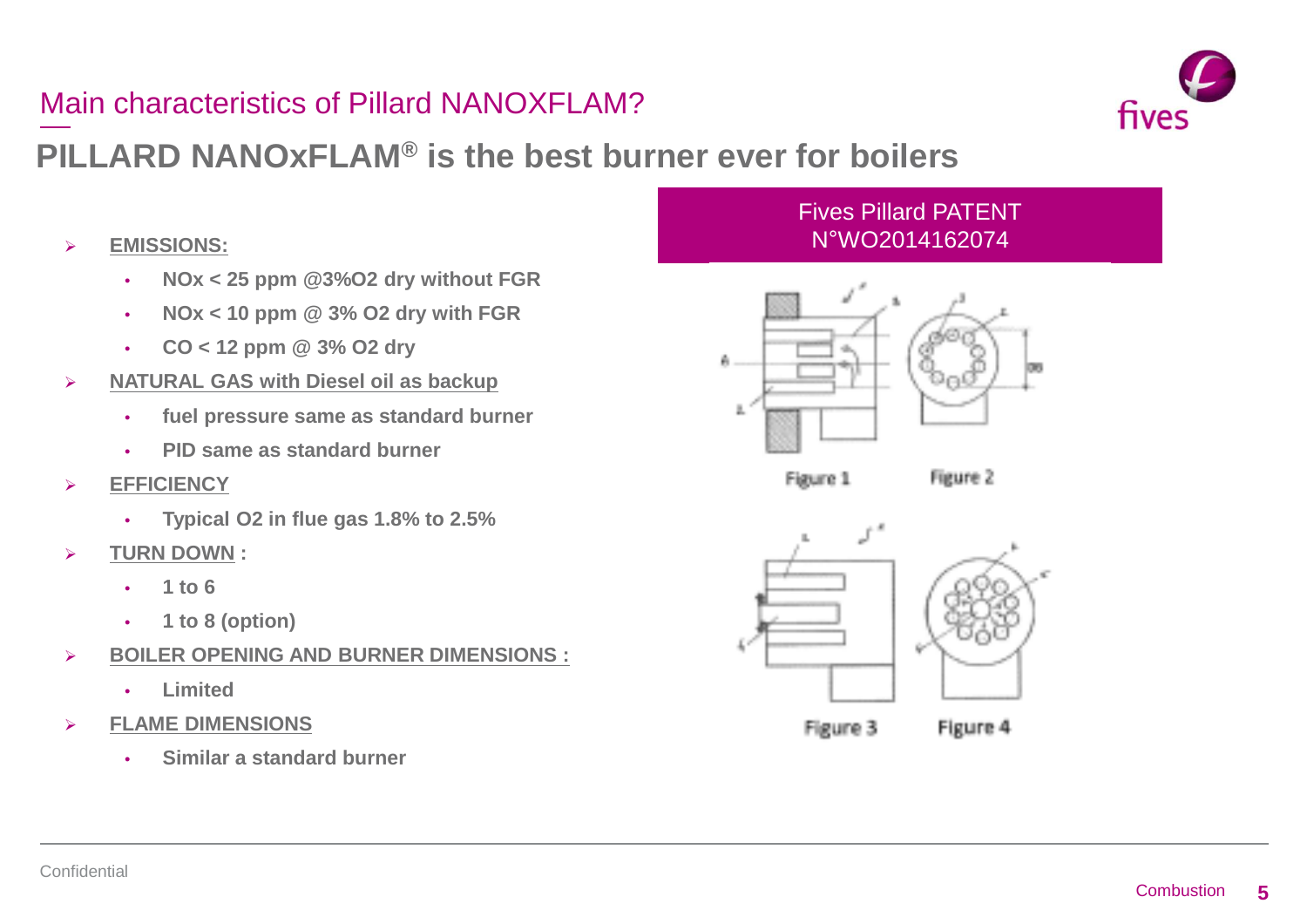## Main characteristics of Pillard NANOXFLAM?

# PILLARD NANOxFLAM® is the best burner ever for boilers

- **EMISSIONS:**
  - **NOx < 25 ppm @3%O2 dry without FGR**
  - **NOx < 10 ppm @ 3% O2 dry with FGR**
  - **CO < 12 ppm @ 3% O2 dry**
- **NATURAL GAS with Diesel oil as backup**
  - **fuel pressure same as standard burner**
  - **PID same as standard burner**
- **EFFICIENCY**
  - **Typical O2 in flue gas 1.8% to 2.5%**
- **TURN DOWN :**
  - **1 to 6**
  - **1 to 8 (option)**
- **BOILER OPENING AND BURNER DIMENSIONS :**
  - **Limited**
- **FLAME DIMENSIONS**
  - **Similar a standard burner**

Fives Pillard PATENT N°WO2014162074

Figure 1 Figure 2

Figure 3 Figure 4

Confidential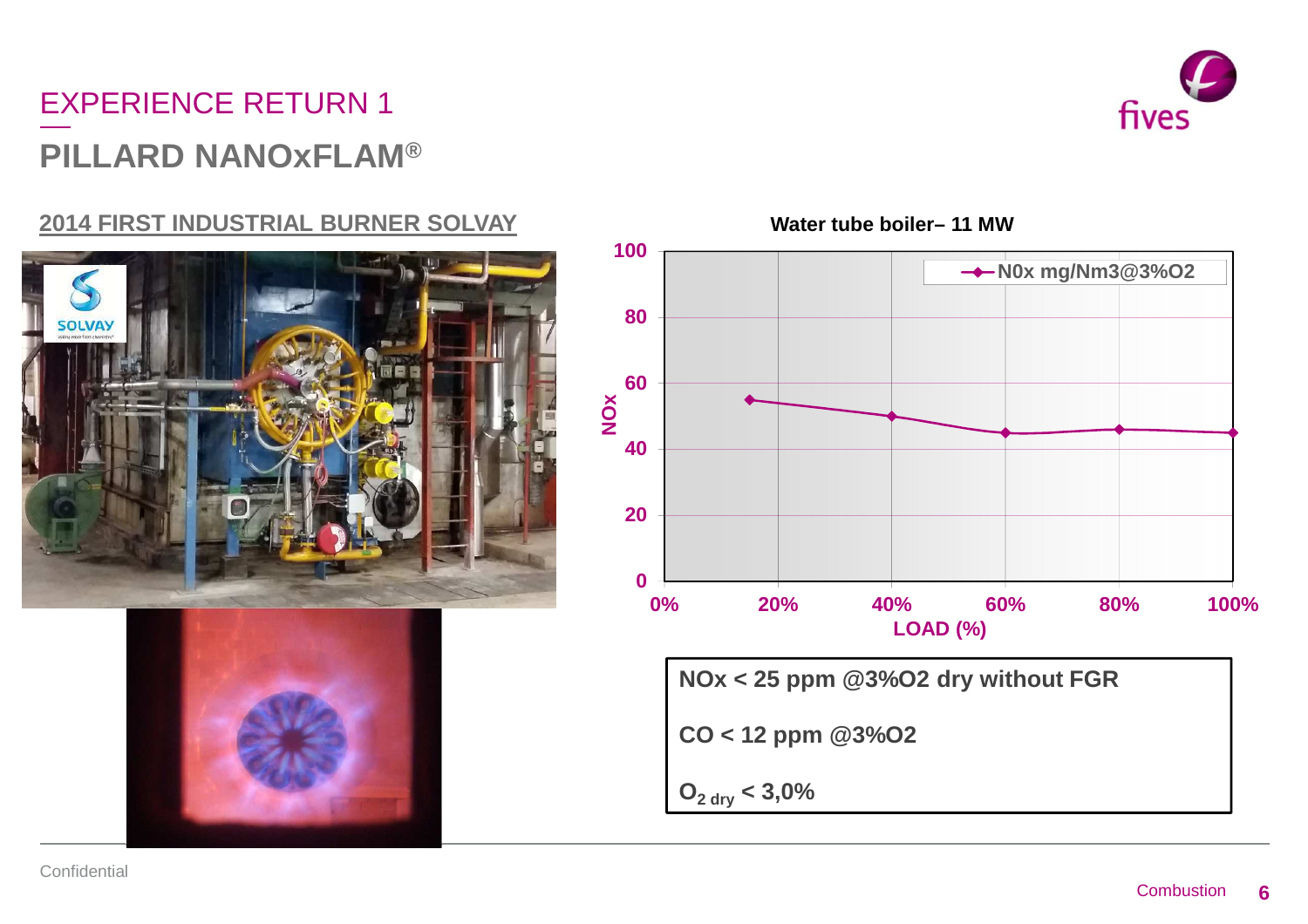# EXPERIENCE RETURN 1

## PILLARD NANOxFLAM®

### 2014 FIRST INDUSTRIAL BURNER SOLVAY

Water tube boiler– 11 MW

N0x mg/Nm3@3%O2

NOx

100
80
60
40
20
0

0%
20%
40%
60%
80%
100%

LOAD (%)

**NOx < 25 ppm @3%O2 dry without FGR**

**CO < 12 ppm @3%O2**

**$O_{2\ dry}$ < 3,0%**

Confidential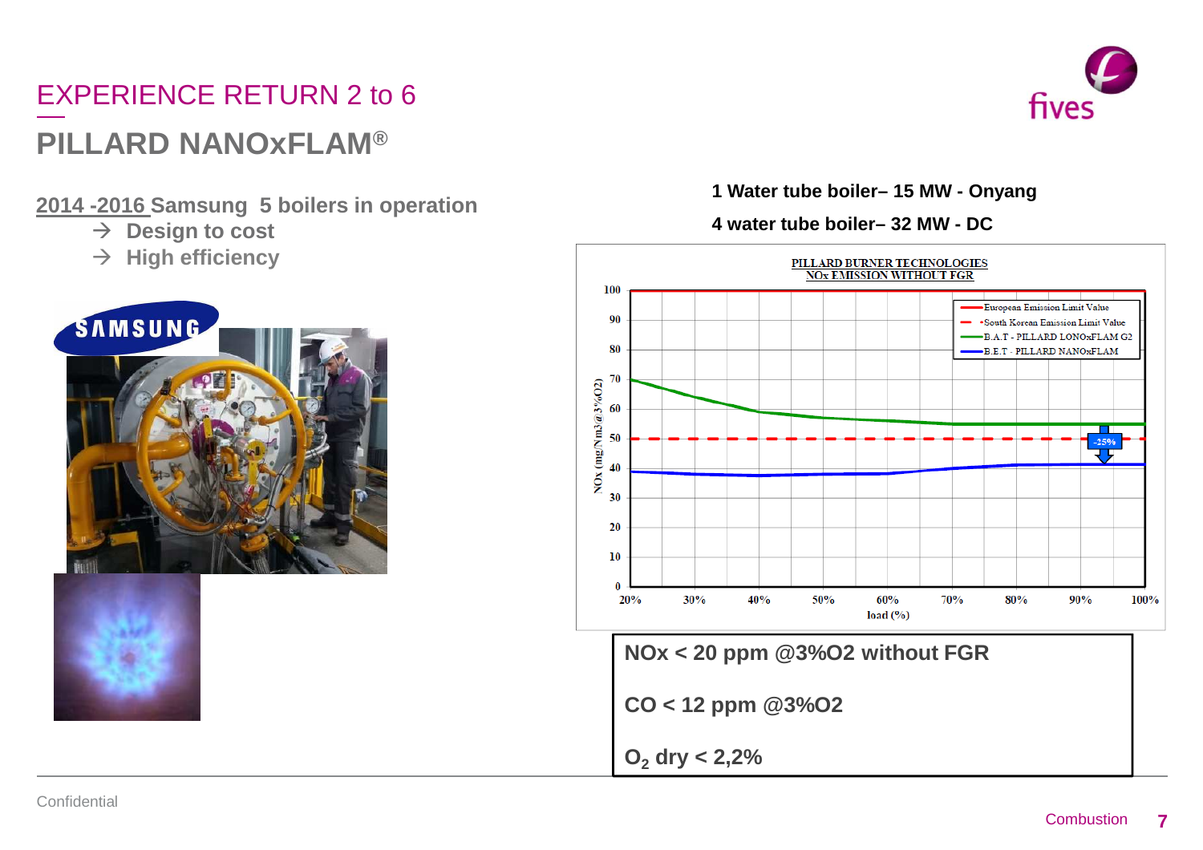# EXPERIENCE RETURN 2 to 6

## PILLARD NANOxFLAM®

**2014 -2016 Samsung 5 boilers in operation**

- → Design to cost
- → High efficiency

SAMSUNG

**1 Water tube boiler– 15 MW - Onyang**

**4 water tube boiler– 32 MW - DC**

PILLARD BURNER TECHNOLOGIES
NOx EMISSION WITHOUT FGR

European Emission Limit Value
South Korean Emission Limit Value
B.A.T - PILLARD LONOxFLAM G2
B.E.T - PILLARD NANOxFLAM

-25%

NOx (mg/N m3@3%O2)
0
10
20
30
40
50
60
70
80
90
100

20%
30%
40%
50%
60%
70%
80%
90%
100%
load (%)

**NOx < 20 ppm @3%O2 without FGR**

**CO < 12 ppm @3%O2**

**$O_2$ dry < 2,2%**

Confidential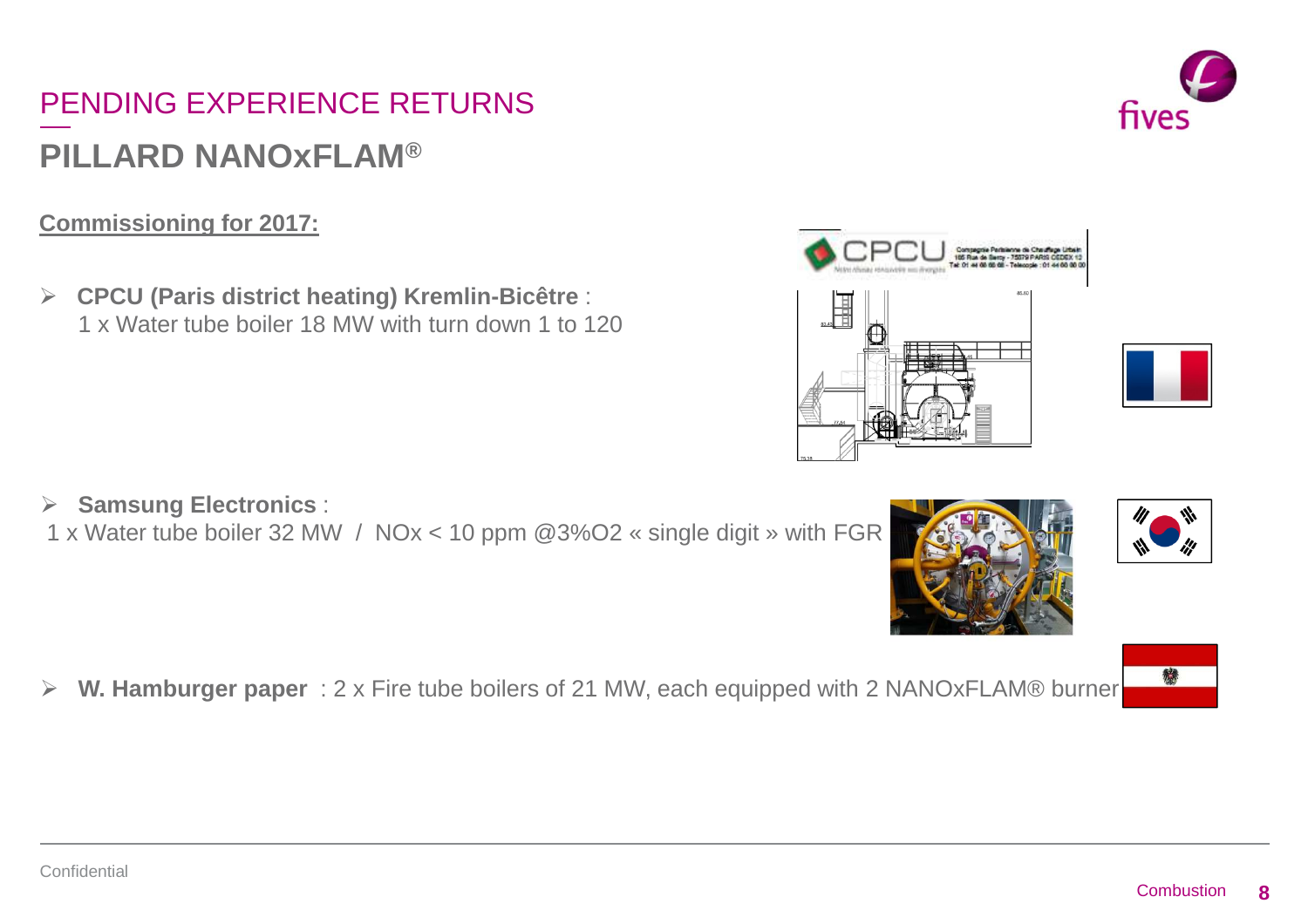# PENDING EXPERIENCE RETURNS

## PILLARD NANOxFLAM®

**Commissioning for 2017:**

- **CPCU (Paris district heating) Kremlin-Bicêtre** :
  1 x Water tube boiler 18 MW with turn down 1 to 120

- **Samsung Electronics** :
  1 x Water tube boiler 32 MW / NOx < 10 ppm @3%O2 « single digit » with FGR

- **W. Hamburger paper** : 2 x Fire tube boilers of 21 MW, each equipped with 2 NANOxFLAM® burner

Confidential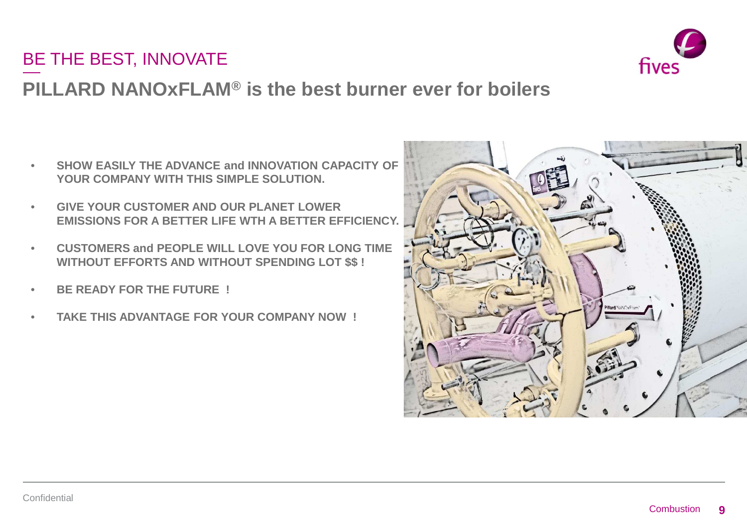## BE THE BEST, INNOVATE

# PILLARD NANOxFLAM® is the best burner ever for boilers

- **SHOW EASILY THE ADVANCE and INNOVATION CAPACITY OF YOUR COMPANY WITH THIS SIMPLE SOLUTION.**
- **GIVE YOUR CUSTOMER AND OUR PLANET LOWER EMISSIONS FOR A BETTER LIFE WTH A BETTER EFFICIENCY.**
- **CUSTOMERS and PEOPLE WILL LOVE YOU FOR LONG TIME WITHOUT EFFORTS AND WITHOUT SPENDING LOT $$ !**
- **BE READY FOR THE FUTURE !**
- **TAKE THIS ADVANTAGE FOR YOUR COMPANY NOW !**

Confidential